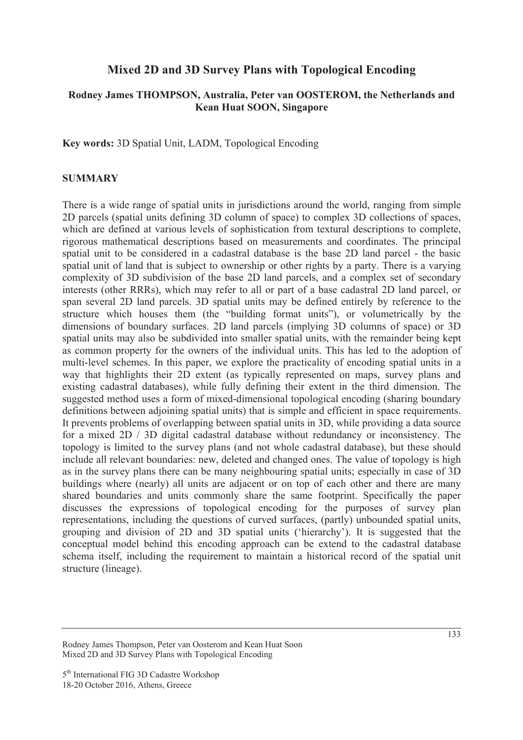# Mixed 2D and 3D Survey Plans with Topological Encoding

**Rodney James THOMPSON, Australia, Peter van OOSTEROM, the Netherlands and Kean Huat SOON, Singapore**

**Key words:** 3D Spatial Unit, LADM, Topological Encoding

## SUMMARY

There is a wide range of spatial units in jurisdictions around the world, ranging from simple 2D parcels (spatial units defining 3D column of space) to complex 3D collections of spaces, which are defined at various levels of sophistication from textural descriptions to complete, rigorous mathematical descriptions based on measurements and coordinates. The principal spatial unit to be considered in a cadastral database is the base 2D land parcel - the basic spatial unit of land that is subject to ownership or other rights by a party. There is a varying complexity of 3D subdivision of the base 2D land parcels, and a complex set of secondary interests (other RRRs), which may refer to all or part of a base cadastral 2D land parcel, or span several 2D land parcels. 3D spatial units may be defined entirely by reference to the structure which houses them (the "building format units"), or volumetrically by the dimensions of boundary surfaces. 2D land parcels (implying 3D columns of space) or 3D spatial units may also be subdivided into smaller spatial units, with the remainder being kept as common property for the owners of the individual units. This has led to the adoption of multi-level schemes. In this paper, we explore the practicality of encoding spatial units in a way that highlights their 2D extent (as typically represented on maps, survey plans and existing cadastral databases), while fully defining their extent in the third dimension. The suggested method uses a form of mixed-dimensional topological encoding (sharing boundary definitions between adjoining spatial units) that is simple and efficient in space requirements. It prevents problems of overlapping between spatial units in 3D, while providing a data source for a mixed 2D / 3D digital cadastral database without redundancy or inconsistency. The topology is limited to the survey plans (and not whole cadastral database), but these should include all relevant boundaries: new, deleted and changed ones. The value of topology is high as in the survey plans there can be many neighbouring spatial units; especially in case of 3D buildings where (nearly) all units are adjacent or on top of each other and there are many shared boundaries and units commonly share the same footprint. Specifically the paper discusses the expressions of topological encoding for the purposes of survey plan representations, including the questions of curved surfaces, (partly) unbounded spatial units, grouping and division of 2D and 3D spatial units ('hierarchy'). It is suggested that the conceptual model behind this encoding approach can be extend to the cadastral database schema itself, including the requirement to maintain a historical record of the spatial unit structure (lineage).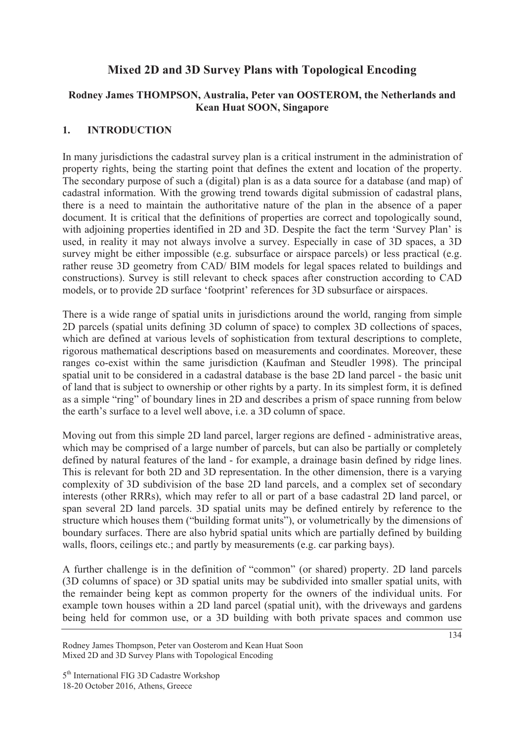# Mixed 2D and 3D Survey Plans with Topological Encoding

### Rodney James THOMPSON, Australia, Peter van OOSTEROM, the Netherlands and Kean Huat SOON, Singapore

## 1. INTRODUCTION

In many jurisdictions the cadastral survey plan is a critical instrument in the administration of property rights, being the starting point that defines the extent and location of the property. The secondary purpose of such a (digital) plan is as a data source for a database (and map) of cadastral information. With the growing trend towards digital submission of cadastral plans, there is a need to maintain the authoritative nature of the plan in the absence of a paper document. It is critical that the definitions of properties are correct and topologically sound, with adjoining properties identified in 2D and 3D. Despite the fact the term 'Survey Plan' is used, in reality it may not always involve a survey. Especially in case of 3D spaces, a 3D survey might be either impossible (e.g. subsurface or airspace parcels) or less practical (e.g. rather reuse 3D geometry from CAD/ BIM models for legal spaces related to buildings and constructions). Survey is still relevant to check spaces after construction according to CAD models, or to provide 2D surface 'footprint' references for 3D subsurface or airspaces.

There is a wide range of spatial units in jurisdictions around the world, ranging from simple 2D parcels (spatial units defining 3D column of space) to complex 3D collections of spaces, which are defined at various levels of sophistication from textural descriptions to complete, rigorous mathematical descriptions based on measurements and coordinates. Moreover, these ranges co-exist within the same jurisdiction (Kaufman and Steudler 1998). The principal spatial unit to be considered in a cadastral database is the base 2D land parcel - the basic unit of land that is subject to ownership or other rights by a party. In its simplest form, it is defined as a simple "ring" of boundary lines in 2D and describes a prism of space running from below the earth's surface to a level well above, i.e. a 3D column of space.

Moving out from this simple 2D land parcel, larger regions are defined - administrative areas, which may be comprised of a large number of parcels, but can also be partially or completely defined by natural features of the land - for example, a drainage basin defined by ridge lines. This is relevant for both 2D and 3D representation. In the other dimension, there is a varying complexity of 3D subdivision of the base 2D land parcels, and a complex set of secondary interests (other RRRs), which may refer to all or part of a base cadastral 2D land parcel, or span several 2D land parcels. 3D spatial units may be defined entirely by reference to the structure which houses them ("building format units"), or volumetrically by the dimensions of boundary surfaces. There are also hybrid spatial units which are partially defined by building walls, floors, ceilings etc.; and partly by measurements (e.g. car parking bays).

A further challenge is in the definition of "common" (or shared) property. 2D land parcels (3D columns of space) or 3D spatial units may be subdivided into smaller spatial units, with the remainder being kept as common property for the owners of the individual units. For example town houses within a 2D land parcel (spatial unit), with the driveways and gardens being held for common use, or a 3D building with both private spaces and common use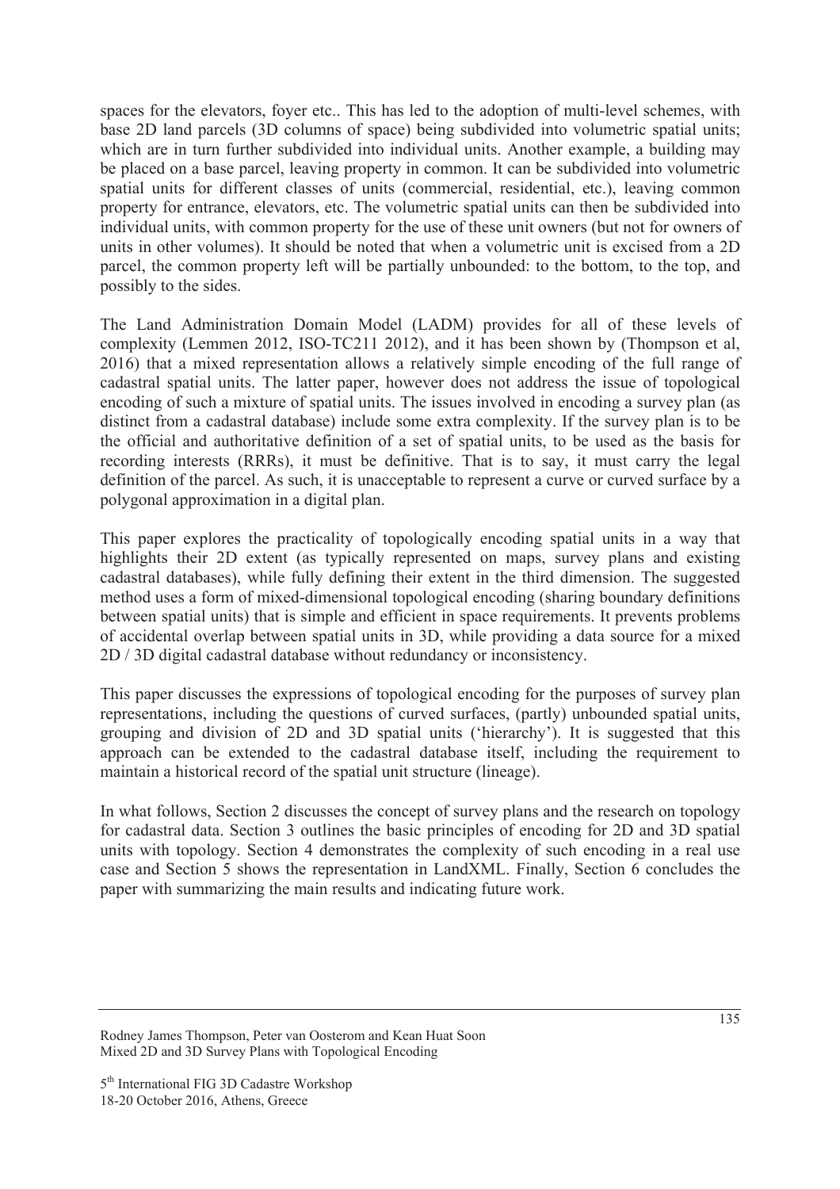spaces for the elevators, foyer etc.. This has led to the adoption of multi-level schemes, with base 2D land parcels (3D columns of space) being subdivided into volumetric spatial units; which are in turn further subdivided into individual units. Another example, a building may be placed on a base parcel, leaving property in common. It can be subdivided into volumetric spatial units for different classes of units (commercial, residential, etc.), leaving common property for entrance, elevators, etc. The volumetric spatial units can then be subdivided into individual units, with common property for the use of these unit owners (but not for owners of units in other volumes). It should be noted that when a volumetric unit is excised from a 2D parcel, the common property left will be partially unbounded: to the bottom, to the top, and possibly to the sides.

The Land Administration Domain Model (LADM) provides for all of these levels of complexity (Lemmen 2012, ISO-TC211 2012), and it has been shown by (Thompson et al, 2016) that a mixed representation allows a relatively simple encoding of the full range of cadastral spatial units. The latter paper, however does not address the issue of topological encoding of such a mixture of spatial units. The issues involved in encoding a survey plan (as distinct from a cadastral database) include some extra complexity. If the survey plan is to be the official and authoritative definition of a set of spatial units, to be used as the basis for recording interests (RRRs), it must be definitive. That is to say, it must carry the legal definition of the parcel. As such, it is unacceptable to represent a curve or curved surface by a polygonal approximation in a digital plan.

This paper explores the practicality of topologically encoding spatial units in a way that highlights their 2D extent (as typically represented on maps, survey plans and existing cadastral databases), while fully defining their extent in the third dimension. The suggested method uses a form of mixed-dimensional topological encoding (sharing boundary definitions between spatial units) that is simple and efficient in space requirements. It prevents problems of accidental overlap between spatial units in 3D, while providing a data source for a mixed 2D / 3D digital cadastral database without redundancy or inconsistency.

This paper discusses the expressions of topological encoding for the purposes of survey plan representations, including the questions of curved surfaces, (partly) unbounded spatial units, grouping and division of 2D and 3D spatial units ('hierarchy'). It is suggested that this approach can be extended to the cadastral database itself, including the requirement to maintain a historical record of the spatial unit structure (lineage).

In what follows, Section 2 discusses the concept of survey plans and the research on topology for cadastral data. Section 3 outlines the basic principles of encoding for 2D and 3D spatial units with topology. Section 4 demonstrates the complexity of such encoding in a real use case and Section 5 shows the representation in LandXML. Finally, Section 6 concludes the paper with summarizing the main results and indicating future work.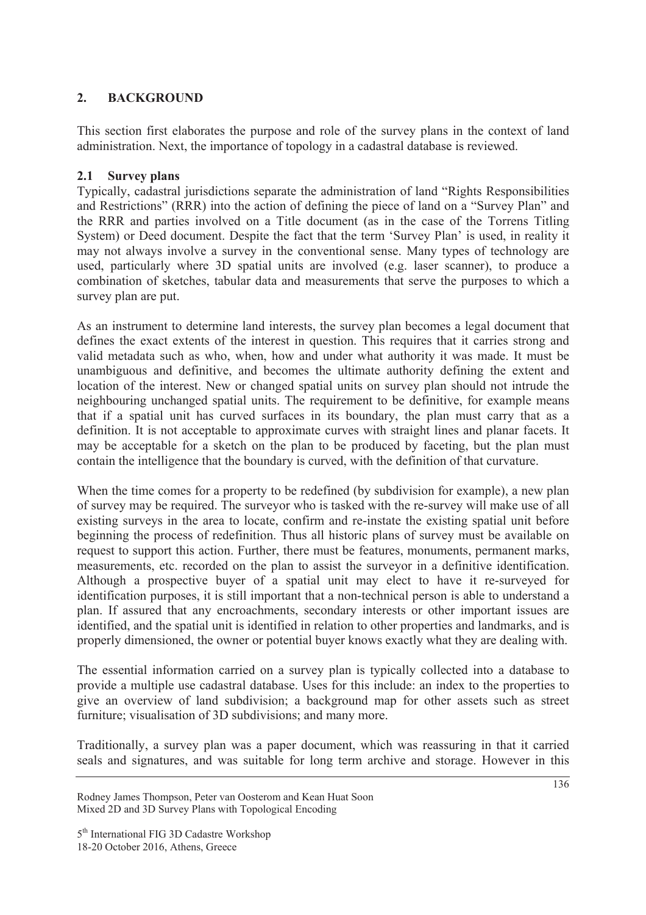## 2. BACKGROUND

This section first elaborates the purpose and role of the survey plans in the context of land administration. Next, the importance of topology in a cadastral database is reviewed.

### 2.1 Survey plans

Typically, cadastral jurisdictions separate the administration of land "Rights Responsibilities and Restrictions" (RRR) into the action of defining the piece of land on a "Survey Plan" and the RRR and parties involved on a Title document (as in the case of the Torrens Titling System) or Deed document. Despite the fact that the term 'Survey Plan' is used, in reality it may not always involve a survey in the conventional sense. Many types of technology are used, particularly where 3D spatial units are involved (e.g. laser scanner), to produce a combination of sketches, tabular data and measurements that serve the purposes to which a survey plan are put.

As an instrument to determine land interests, the survey plan becomes a legal document that defines the exact extents of the interest in question. This requires that it carries strong and valid metadata such as who, when, how and under what authority it was made. It must be unambiguous and definitive, and becomes the ultimate authority defining the extent and location of the interest. New or changed spatial units on survey plan should not intrude the neighbouring unchanged spatial units. The requirement to be definitive, for example means that if a spatial unit has curved surfaces in its boundary, the plan must carry that as a definition. It is not acceptable to approximate curves with straight lines and planar facets. It may be acceptable for a sketch on the plan to be produced by faceting, but the plan must contain the intelligence that the boundary is curved, with the definition of that curvature.

When the time comes for a property to be redefined (by subdivision for example), a new plan of survey may be required. The surveyor who is tasked with the re-survey will make use of all existing surveys in the area to locate, confirm and re-instate the existing spatial unit before beginning the process of redefinition. Thus all historic plans of survey must be available on request to support this action. Further, there must be features, monuments, permanent marks, measurements, etc. recorded on the plan to assist the surveyor in a definitive identification. Although a prospective buyer of a spatial unit may elect to have it re-surveyed for identification purposes, it is still important that a non-technical person is able to understand a plan. If assured that any encroachments, secondary interests or other important issues are identified, and the spatial unit is identified in relation to other properties and landmarks, and is properly dimensioned, the owner or potential buyer knows exactly what they are dealing with.

The essential information carried on a survey plan is typically collected into a database to provide a multiple use cadastral database. Uses for this include: an index to the properties to give an overview of land subdivision; a background map for other assets such as street furniture; visualisation of 3D subdivisions; and many more.

Traditionally, a survey plan was a paper document, which was reassuring in that it carried seals and signatures, and was suitable for long term archive and storage. However in this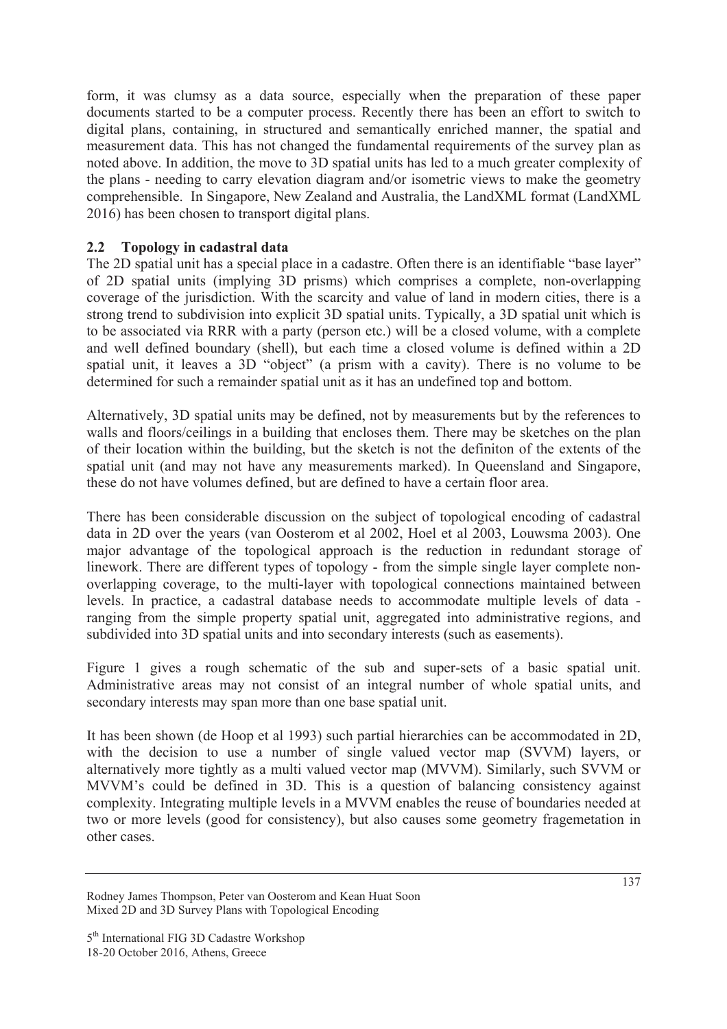form, it was clumsy as a data source, especially when the preparation of these paper documents started to be a computer process. Recently there has been an effort to switch to digital plans, containing, in structured and semantically enriched manner, the spatial and measurement data. This has not changed the fundamental requirements of the survey plan as noted above. In addition, the move to 3D spatial units has led to a much greater complexity of the plans - needing to carry elevation diagram and/or isometric views to make the geometry comprehensible. In Singapore, New Zealand and Australia, the LandXML format (LandXML 2016) has been chosen to transport digital plans.

### 2.2 Topology in cadastral data

The 2D spatial unit has a special place in a cadastre. Often there is an identifiable "base layer" of 2D spatial units (implying 3D prisms) which comprises a complete, non-overlapping coverage of the jurisdiction. With the scarcity and value of land in modern cities, there is a strong trend to subdivision into explicit 3D spatial units. Typically, a 3D spatial unit which is to be associated via RRR with a party (person etc.) will be a closed volume, with a complete and well defined boundary (shell), but each time a closed volume is defined within a 2D spatial unit, it leaves a 3D "object" (a prism with a cavity). There is no volume to be determined for such a remainder spatial unit as it has an undefined top and bottom.

Alternatively, 3D spatial units may be defined, not by measurements but by the references to walls and floors/ceilings in a building that encloses them. There may be sketches on the plan of their location within the building, but the sketch is not the definiton of the extents of the spatial unit (and may not have any measurements marked). In Queensland and Singapore, these do not have volumes defined, but are defined to have a certain floor area.

There has been considerable discussion on the subject of topological encoding of cadastral data in 2D over the years (van Oosterom et al 2002, Hoel et al 2003, Louwsma 2003). One major advantage of the topological approach is the reduction in redundant storage of linework. There are different types of topology - from the simple single layer complete non-overlapping coverage, to the multi-layer with topological connections maintained between levels. In practice, a cadastral database needs to accommodate multiple levels of data - ranging from the simple property spatial unit, aggregated into administrative regions, and subdivided into 3D spatial units and into secondary interests (such as easements).

Figure 1 gives a rough schematic of the sub and super-sets of a basic spatial unit. Administrative areas may not consist of an integral number of whole spatial units, and secondary interests may span more than one base spatial unit.

It has been shown (de Hoop et al 1993) such partial hierarchies can be accommodated in 2D, with the decision to use a number of single valued vector map (SVVM) layers, or alternatively more tightly as a multi valued vector map (MVVM). Similarly, such SVVM or MVVM's could be defined in 3D. This is a question of balancing consistency against complexity. Integrating multiple levels in a MVVM enables the reuse of boundaries needed at two or more levels (good for consistency), but also causes some geometry fragemetation in other cases.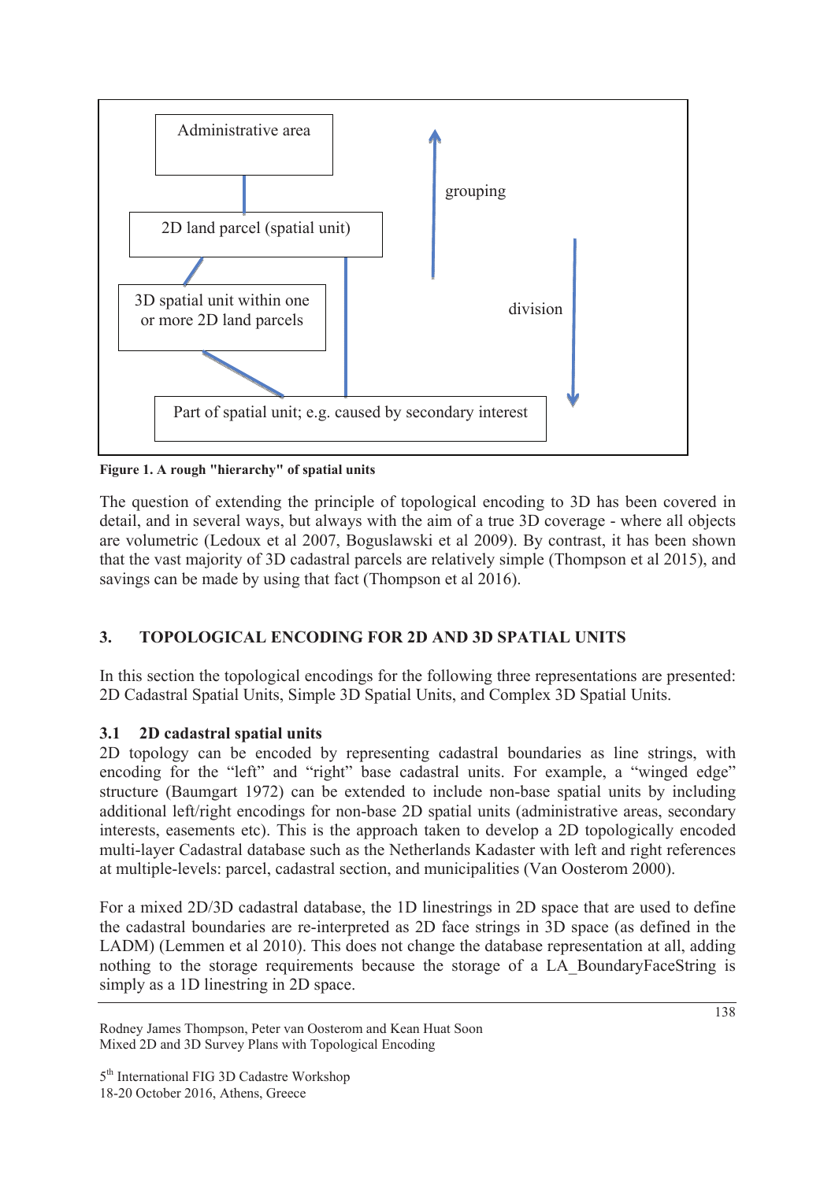Administrative area

2D land parcel (spatial unit)

3D spatial unit within one or more 2D land parcels

Part of spatial unit; e.g. caused by secondary interest

grouping

division

**Figure 1. A rough "hierarchy" of spatial units**

The question of extending the principle of topological encoding to 3D has been covered in detail, and in several ways, but always with the aim of a true 3D coverage - where all objects are volumetric (Ledoux et al 2007, Boguslawski et al 2009). By contrast, it has been shown that the vast majority of 3D cadastral parcels are relatively simple (Thompson et al 2015), and savings can be made by using that fact (Thompson et al 2016).

## 3. TOPOLOGICAL ENCODING FOR 2D AND 3D SPATIAL UNITS

In this section the topological encodings for the following three representations are presented: 2D Cadastral Spatial Units, Simple 3D Spatial Units, and Complex 3D Spatial Units.

### 3.1 2D cadastral spatial units

2D topology can be encoded by representing cadastral boundaries as line strings, with encoding for the "left" and "right" base cadastral units. For example, a "winged edge" structure (Baumgart 1972) can be extended to include non-base spatial units by including additional left/right encodings for non-base 2D spatial units (administrative areas, secondary interests, easements etc). This is the approach taken to develop a 2D topologically encoded multi-layer Cadastral database such as the Netherlands Kadaster with left and right references at multiple-levels: parcel, cadastral section, and municipalities (Van Oosterom 2000).

For a mixed 2D/3D cadastral database, the 1D linestrings in 2D space that are used to define the cadastral boundaries are re-interpreted as 2D face strings in 3D space (as defined in the LADM) (Lemmen et al 2010). This does not change the database representation at all, adding nothing to the storage requirements because the storage of a LA_BoundaryFaceString is simply as a 1D linestring in 2D space.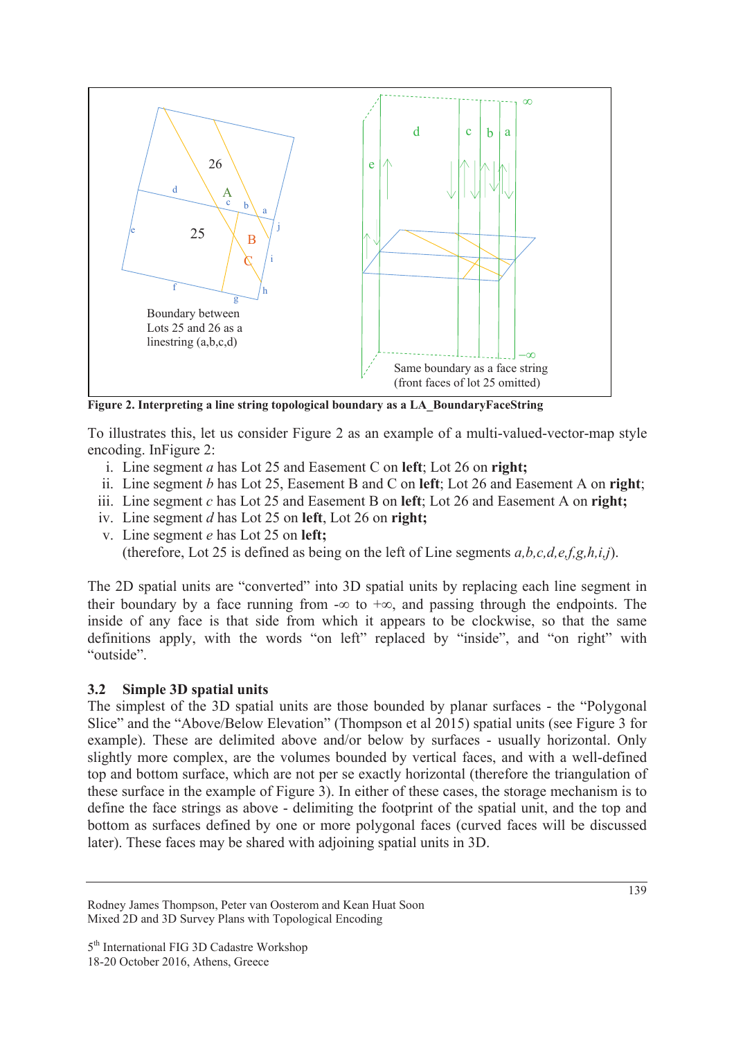Figure 2. Interpreting a line string topological boundary as a LA_BoundaryFaceString

To illustrates this, let us consider Figure 2 as an example of a multi-valued-vector-map style encoding. InFigure 2:

i. Line segment *a* has Lot 25 and Easement C on **left**; Lot 26 on **right;**
ii. Line segment *b* has Lot 25, Easement B and C on **left**; Lot 26 and Easement A on **right**;
iii. Line segment *c* has Lot 25 and Easement B on **left**; Lot 26 and Easement A on **right;**
iv. Line segment *d* has Lot 25 on **left**, Lot 26 on **right;**
v. Line segment *e* has Lot 25 on **left;**
   (therefore, Lot 25 is defined as being on the left of Line segments *a,b,c,d,e,f,g,h,i,j*).

The 2D spatial units are "converted" into 3D spatial units by replacing each line segment in their boundary by a face running from -∞ to +∞, and passing through the endpoints. The inside of any face is that side from which it appears to be clockwise, so that the same definitions apply, with the words "on left" replaced by "inside", and "on right" with "outside".

### 3.2 Simple 3D spatial units

The simplest of the 3D spatial units are those bounded by planar surfaces - the "Polygonal Slice" and the "Above/Below Elevation" (Thompson et al 2015) spatial units (see Figure 3 for example). These are delimited above and/or below by surfaces - usually horizontal. Only slightly more complex, are the volumes bounded by vertical faces, and with a well-defined top and bottom surface, which are not per se exactly horizontal (therefore the triangulation of these surface in the example of Figure 3). In either of these cases, the storage mechanism is to define the face strings as above - delimiting the footprint of the spatial unit, and the top and bottom as surfaces defined by one or more polygonal faces (curved faces will be discussed later). These faces may be shared with adjoining spatial units in 3D.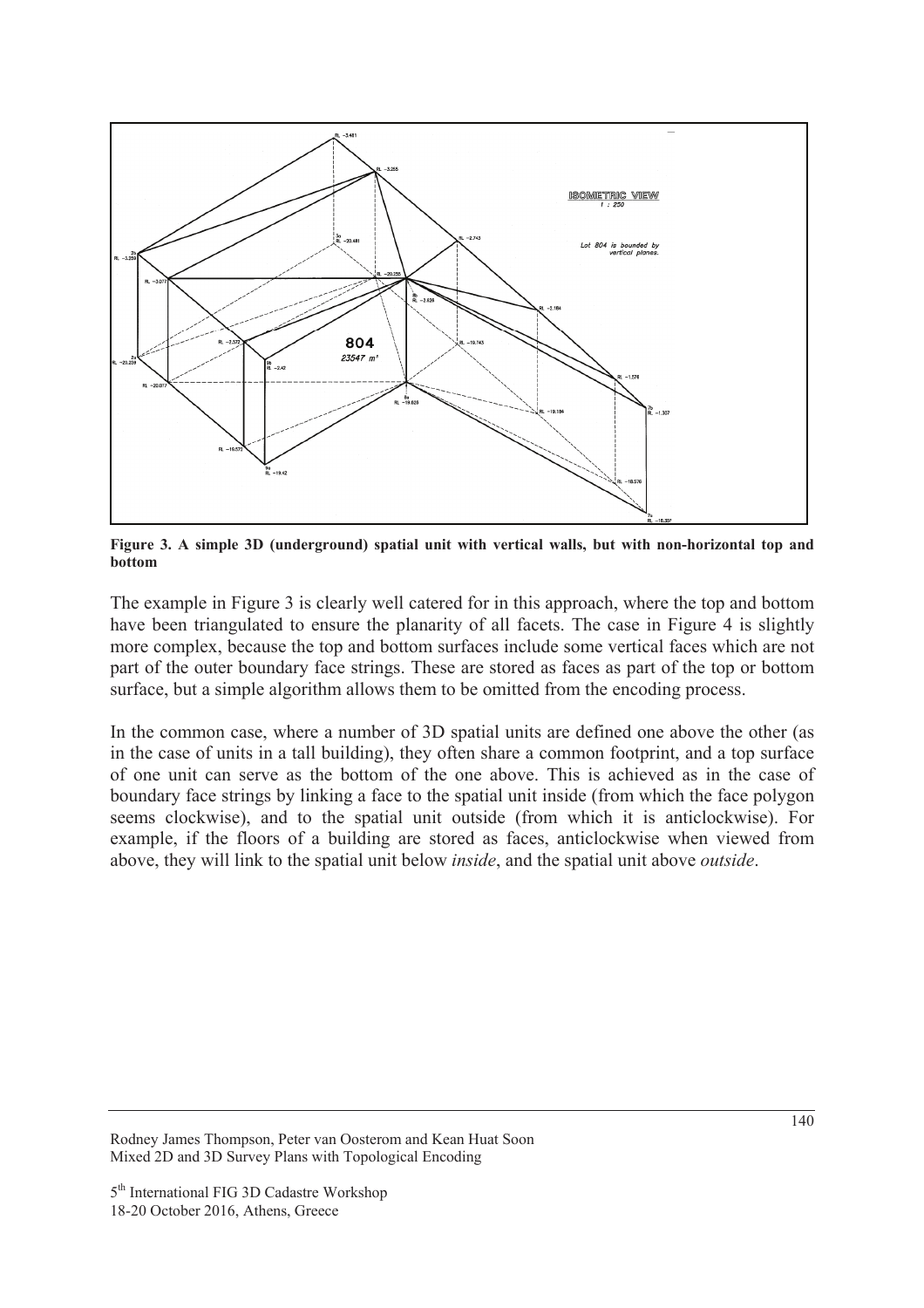**Figure 3. A simple 3D (underground) spatial unit with vertical walls, but with non-horizontal top and bottom**

The example in Figure 3 is clearly well catered for in this approach, where the top and bottom have been triangulated to ensure the planarity of all facets. The case in Figure 4 is slightly more complex, because the top and bottom surfaces include some vertical faces which are not part of the outer boundary face strings. These are stored as faces as part of the top or bottom surface, but a simple algorithm allows them to be omitted from the encoding process.

In the common case, where a number of 3D spatial units are defined one above the other (as in the case of units in a tall building), they often share a common footprint, and a top surface of one unit can serve as the bottom of the one above. This is achieved as in the case of boundary face strings by linking a face to the spatial unit inside (from which the face polygon seems clockwise), and to the spatial unit outside (from which it is anticlockwise). For example, if the floors of a building are stored as faces, anticlockwise when viewed from above, they will link to the spatial unit below *inside*, and the spatial unit above *outside*.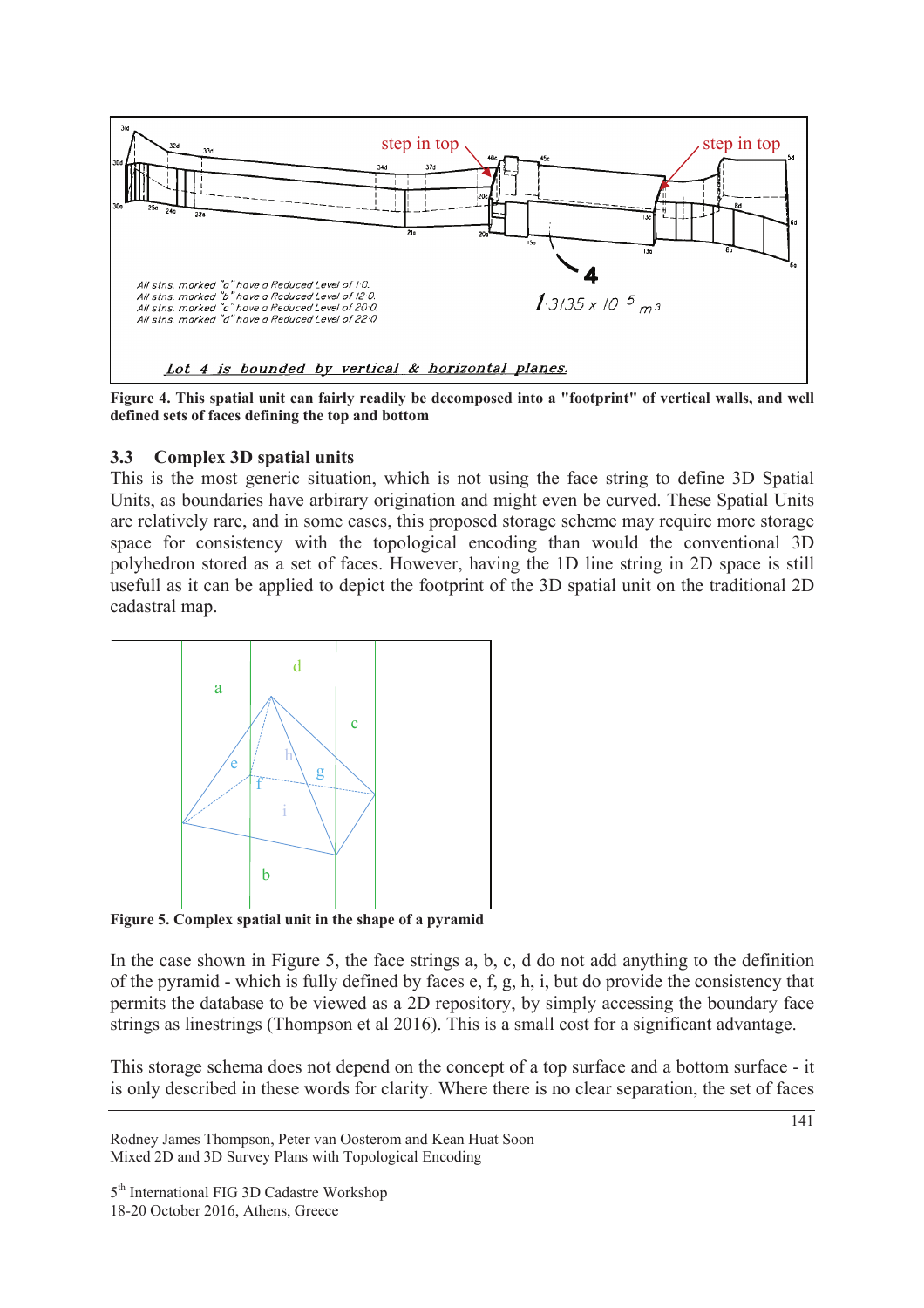Figure 4. This spatial unit can fairly readily be decomposed into a "footprint" of vertical walls, and well defined sets of faces defining the top and bottom

### 3.3 Complex 3D spatial units

This is the most generic situation, which is not using the face string to define 3D Spatial Units, as boundaries have arbirary origination and might even be curved. These Spatial Units are relatively rare, and in some cases, this proposed storage scheme may require more storage space for consistency with the topological encoding than would the conventional 3D polyhedron stored as a set of faces. However, having the 1D line string in 2D space is still usefull as it can be applied to depict the footprint of the 3D spatial unit on the traditional 2D cadastral map.

Figure 5. Complex spatial unit in the shape of a pyramid

In the case shown in Figure 5, the face strings a, b, c, d do not add anything to the definition of the pyramid - which is fully defined by faces e, f, g, h, i, but do provide the consistency that permits the database to be viewed as a 2D repository, by simply accessing the boundary face strings as linestrings (Thompson et al 2016). This is a small cost for a significant advantage.

This storage schema does not depend on the concept of a top surface and a bottom surface - it is only described in these words for clarity. Where there is no clear separation, the set of faces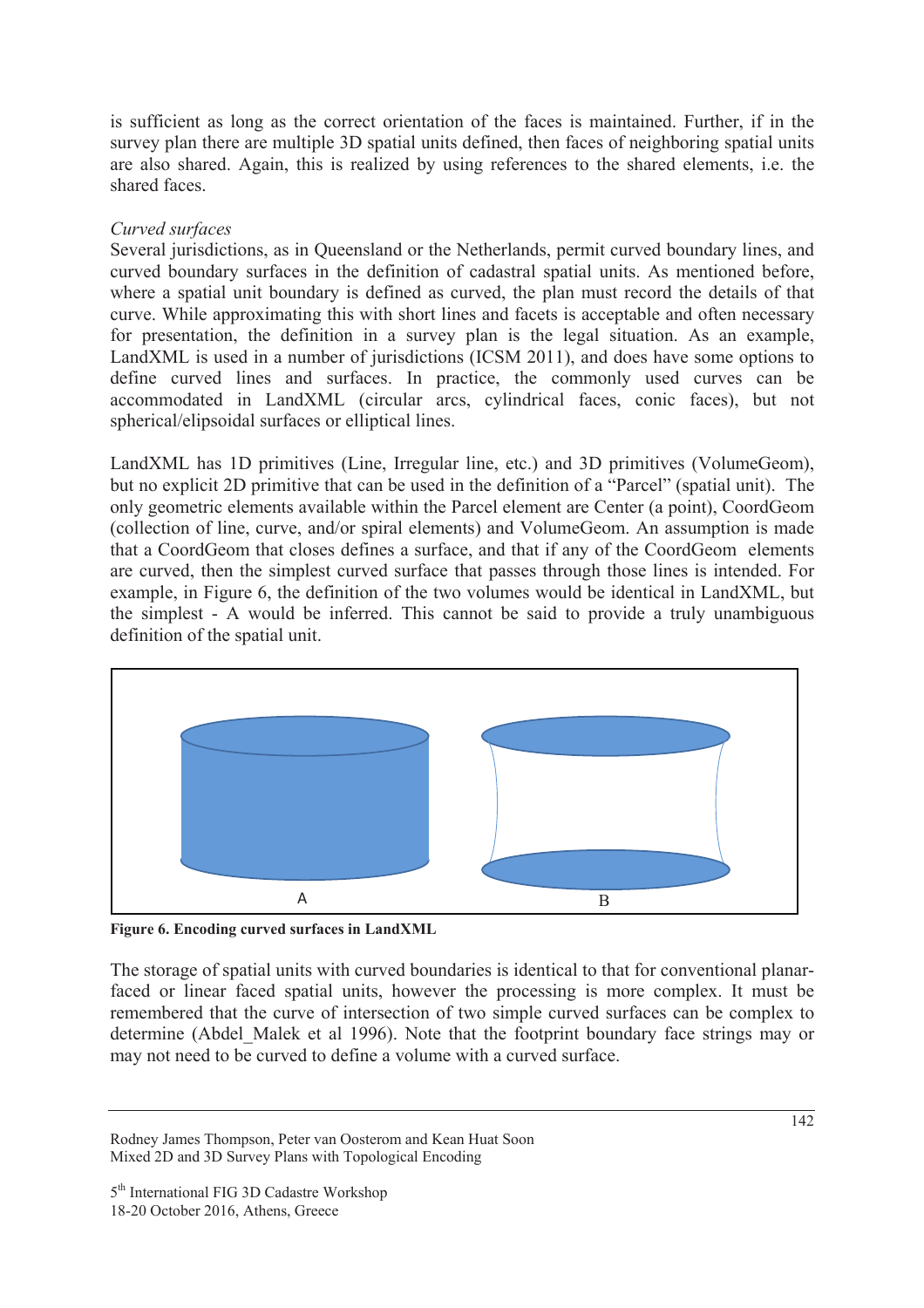is sufficient as long as the correct orientation of the faces is maintained. Further, if in the survey plan there are multiple 3D spatial units defined, then faces of neighboring spatial units are also shared. Again, this is realized by using references to the shared elements, i.e. the shared faces.

*Curved surfaces*

Several jurisdictions, as in Queensland or the Netherlands, permit curved boundary lines, and curved boundary surfaces in the definition of cadastral spatial units. As mentioned before, where a spatial unit boundary is defined as curved, the plan must record the details of that curve. While approximating this with short lines and facets is acceptable and often necessary for presentation, the definition in a survey plan is the legal situation. As an example, LandXML is used in a number of jurisdictions (ICSM 2011), and does have some options to define curved lines and surfaces. In practice, the commonly used curves can be accommodated in LandXML (circular arcs, cylindrical faces, conic faces), but not spherical/elipsoidal surfaces or elliptical lines.

LandXML has 1D primitives (Line, Irregular line, etc.) and 3D primitives (VolumeGeom), but no explicit 2D primitive that can be used in the definition of a "Parcel" (spatial unit). The only geometric elements available within the Parcel element are Center (a point), CoordGeom (collection of line, curve, and/or spiral elements) and VolumeGeom. An assumption is made that a CoordGeom that closes defines a surface, and that if any of the CoordGeom elements are curved, then the simplest curved surface that passes through those lines is intended. For example, in Figure 6, the definition of the two volumes would be identical in LandXML, but the simplest - A would be inferred. This cannot be said to provide a truly unambiguous definition of the spatial unit.

**Figure 6. Encoding curved surfaces in LandXML**

The storage of spatial units with curved boundaries is identical to that for conventional planar-faced or linear faced spatial units, however the processing is more complex. It must be remembered that the curve of intersection of two simple curved surfaces can be complex to determine (Abdel_Malek et al 1996). Note that the footprint boundary face strings may or may not need to be curved to define a volume with a curved surface.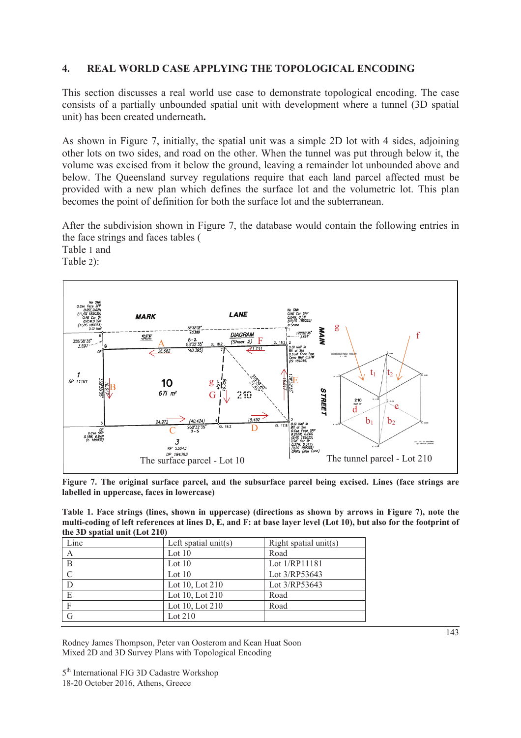## 4. REAL WORLD CASE APPLYING THE TOPOLOGICAL ENCODING

This section discusses a real world use case to demonstrate topological encoding. The case consists of a partially unbounded spatial unit with development where a tunnel (3D spatial unit) has been created underneath.

As shown in Figure 7, initially, the spatial unit was a simple 2D lot with 4 sides, adjoining other lots on two sides, and road on the other. When the tunnel was put through below it, the volume was excised from it below the ground, leaving a remainder lot unbounded above and below. The Queensland survey regulations require that each land parcel affected must be provided with a new plan which defines the surface lot and the volumetric lot. This plan becomes the point of definition for both the surface lot and the subterranean.

After the subdivision shown in Figure 7, the database would contain the following entries in the face strings and faces tables (
Table 1 and
Table 2):

**Figure 7. The original surface parcel, and the subsurface parcel being excised. Lines (face strings are labelled in uppercase, faces in lowercase)**

**Table 1. Face strings (lines, shown in uppercase) (directions as shown by arrows in Figure 7), note the multi-coding of left references at lines D, E, and F: at base layer level (Lot 10), but also for the footprint of the 3D spatial unit (Lot 210)**

| Line | Left spatial unit(s) | Right spatial unit(s) |
|---|---|---|
| A | Lot 10 | Road |
| B | Lot 10 | Lot 1/RP11181 |
| C | Lot 10 | Lot 3/RP53643 |
| D | Lot 10, Lot 210 | Lot 3/RP53643 |
| E | Lot 10, Lot 210 | Road |
| F | Lot 10, Lot 210 | Road |
| G | Lot 210 | |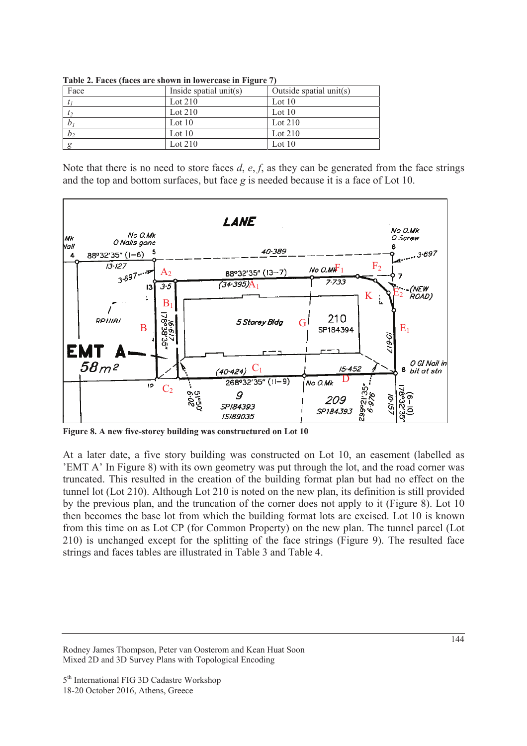**Table 2. Faces (faces are shown in lowercase in Figure 7)**

| Face | Inside spatial unit(s) | Outside spatial unit(s) |
|---|---|---|
| $t_1$ | Lot 210 | Lot 10 |
| $t_2$ | Lot 210 | Lot 10 |
| $b_1$ | Lot 10 | Lot 210 |
| $b_2$ | Lot 10 | Lot 210 |
| $g$ | Lot 210 | Lot 10 |

Note that there is no need to store faces *d*, *e*, *f*, as they can be generated from the face strings and the top and bottom surfaces, but face *g* is needed because it is a face of Lot 10.

**Figure 8. A new five-storey building was constructured on Lot 10**

At a later date, a five story building was constructed on Lot 10, an easement (labelled as 'EMT A' In Figure 8) with its own geometry was put through the lot, and the road corner was truncated. This resulted in the creation of the building format plan but had no effect on the tunnel lot (Lot 210). Although Lot 210 is noted on the new plan, its definition is still provided by the previous plan, and the truncation of the corner does not apply to it (Figure 8). Lot 10 then becomes the base lot from which the building format lots are excised. Lot 10 is known from this time on as Lot CP (for Common Property) on the new plan. The tunnel parcel (Lot 210) is unchanged except for the splitting of the face strings (Figure 9). The resulted face strings and faces tables are illustrated in Table 3 and Table 4.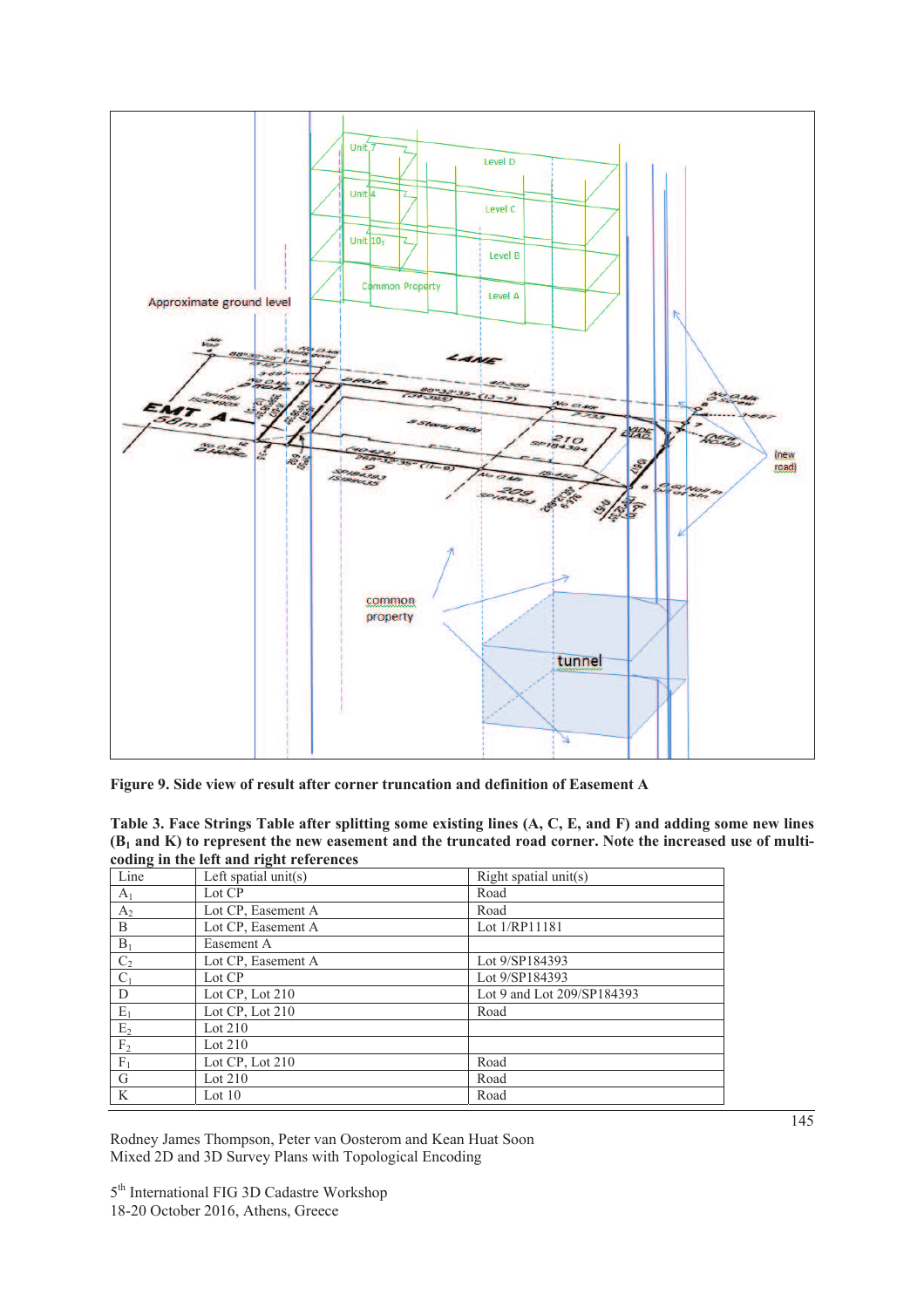Figure 9. Side view of result after corner truncation and definition of Easement A

**Table 3. Face Strings Table after splitting some existing lines (A, C, E, and F) and adding some new lines ($B_1$ and K) to represent the new easement and the truncated road corner. Note the increased use of multi-coding in the left and right references**

| Line | Left spatial unit(s) | Right spatial unit(s) |
|---|---|---|
| $A_1$ | Lot CP | Road |
| $A_2$ | Lot CP, Easement A | Road |
| B | Lot CP, Easement A | Lot 1/RP11181 |
| $B_1$ | Easement A | |
| $C_2$ | Lot CP, Easement A | Lot 9/SP184393 |
| $C_1$ | Lot CP | Lot 9/SP184393 |
| D | Lot CP, Lot 210 | Lot 9 and Lot 209/SP184393 |
| $E_1$ | Lot CP, Lot 210 | Road |
| $E_2$ | Lot 210 | |
| $F_2$ | Lot 210 | |
| $F_1$ | Lot CP, Lot 210 | Road |
| G | Lot 210 | Road |
| K | Lot 10 | Road |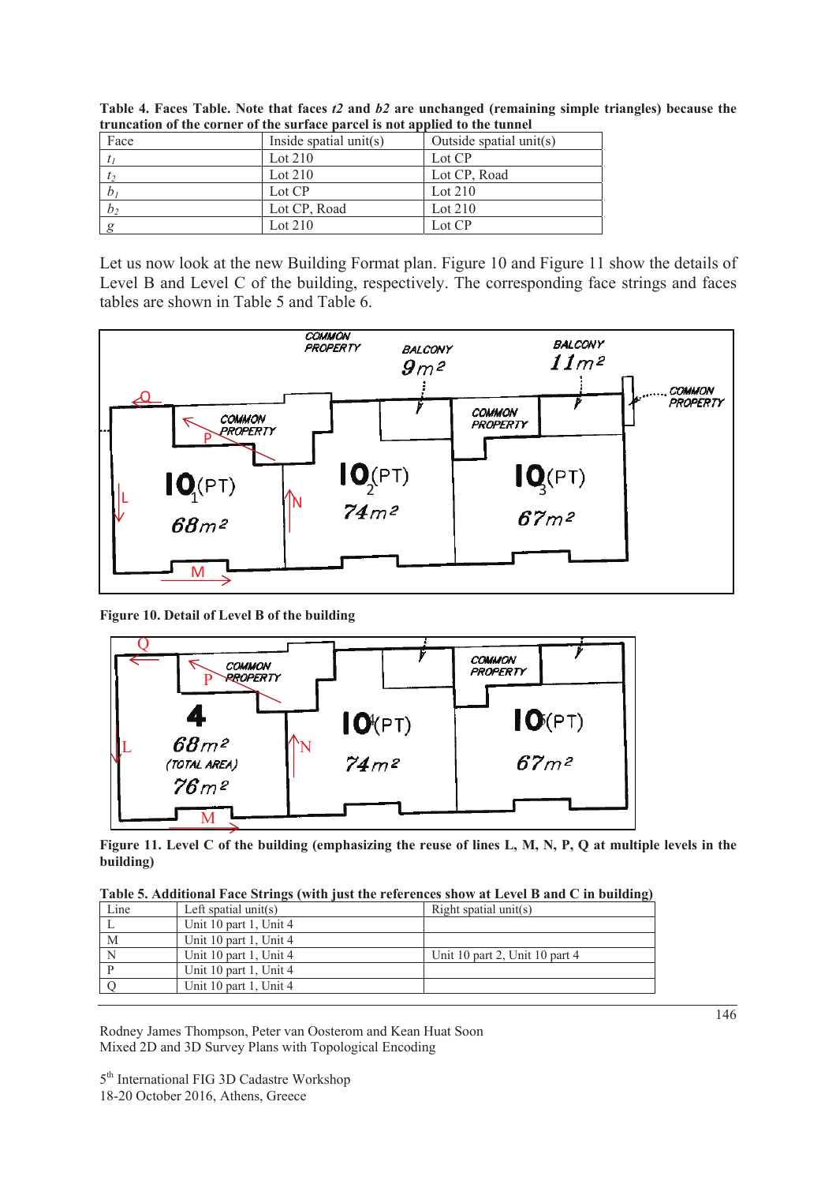**Table 4. Faces Table. Note that faces *t2* and *b2* are unchanged (remaining simple triangles) because the truncation of the corner of the surface parcel is not applied to the tunnel**

| Face | Inside spatial unit(s) | Outside spatial unit(s) |
|---|---|---|
| $t_1$ | Lot 210 | Lot CP |
| $t_2$ | Lot 210 | Lot CP, Road |
| $b_1$ | Lot CP | Lot 210 |
| $b_2$ | Lot CP, Road | Lot 210 |
| $g$ | Lot 210 | Lot CP |

Let us now look at the new Building Format plan. Figure 10 and Figure 11 show the details of Level B and Level C of the building, respectively. The corresponding face strings and faces tables are shown in Table 5 and Table 6.

**Figure 10. Detail of Level B of the building**

**Figure 11. Level C of the building (emphasizing the reuse of lines L, M, N, P, Q at multiple levels in the building)**

**Table 5. Additional Face Strings (with just the references show at Level B and C in building)**

| Line | Left spatial unit(s) | Right spatial unit(s) |
|---|---|---|
| L | Unit 10 part 1, Unit 4 | |
| M | Unit 10 part 1, Unit 4 | |
| N | Unit 10 part 1, Unit 4 | Unit 10 part 2, Unit 10 part 4 |
| P | Unit 10 part 1, Unit 4 | |
| Q | Unit 10 part 1, Unit 4 | |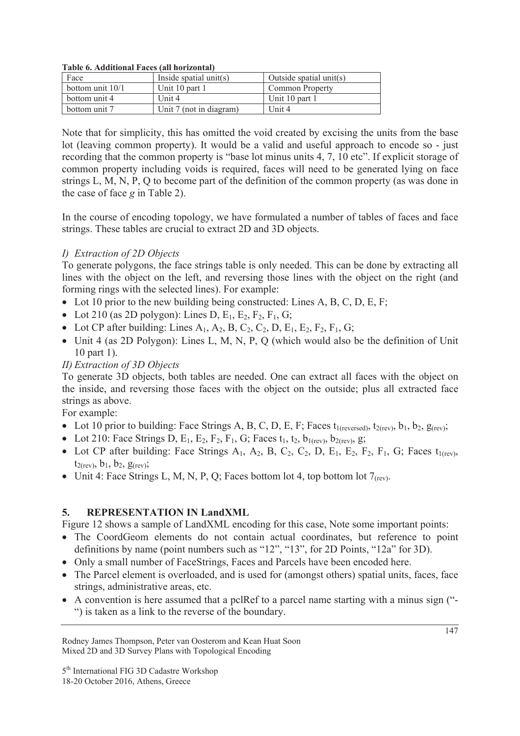**Table 6. Additional Faces (all horizontal)**

| Face | Inside spatial unit(s) | Outside spatial unit(s) |
|---|---|---|
| bottom unit 10/1 | Unit 10 part 1 | Common Property |
| bottom unit 4 | Unit 4 | Unit 10 part 1 |
| bottom unit 7 | Unit 7 (not in diagram) | Unit 4 |

Note that for simplicity, this has omitted the void created by excising the units from the base lot (leaving common property). It would be a valid and useful approach to encode so - just recording that the common property is "base lot minus units 4, 7, 10 etc". If explicit storage of common property including voids is required, faces will need to be generated lying on face strings L, M, N, P, Q to become part of the definition of the common property (as was done in the case of face *g* in Table 2).

In the course of encoding topology, we have formulated a number of tables of faces and face strings. These tables are crucial to extract 2D and 3D objects.

*I) Extraction of 2D Objects*

To generate polygons, the face strings table is only needed. This can be done by extracting all lines with the object on the left, and reversing those lines with the object on the right (and forming rings with the selected lines). For example:

- Lot 10 prior to the new building being constructed: Lines A, B, C, D, E, F;
- Lot 210 (as 2D polygon): Lines D, $E_1$, $E_2$, $F_2$, $F_1$, G;
- Lot CP after building: Lines $A_1$, $A_2$, B, $C_2$, $C_2$, D, $E_1$, $E_2$, $F_2$, $F_1$, G;
- Unit 4 (as 2D Polygon): Lines L, M, N, P, Q (which would also be the definition of Unit 10 part 1).

*II) Extraction of 3D Objects*

To generate 3D objects, both tables are needed. One can extract all faces with the object on the inside, and reversing those faces with the object on the outside; plus all extracted face strings as above.

For example:

- Lot 10 prior to building: Face Strings A, B, C, D, E, F; Faces $t_{1(reversed)}$, $t_{2(rev)}$, $b_1$, $b_2$, $g_{(rev)}$;
- Lot 210: Face Strings D, $E_1$, $E_2$, $F_2$, $F_1$, G; Faces $t_1$, $t_2$, $b_{1(rev)}$, $b_{2(rev)}$, g;
- Lot CP after building: Face Strings $A_1$, $A_2$, B, $C_2$, $C_2$, D, $E_1$, $E_2$, $F_2$, $F_1$, G; Faces $t_{1(rev)}$, $t_{2(rev)}$, $b_1$, $b_2$, $g_{(rev)}$;
- Unit 4: Face Strings L, M, N, P, Q; Faces bottom lot 4, top bottom lot $7_{(rev)}$.

## 5. REPRESENTATION IN LandXML

Figure 12 shows a sample of LandXML encoding for this case, Note some important points:

- The CoordGeom elements do not contain actual coordinates, but reference to point definitions by name (point numbers such as "12", "13", for 2D Points, "12a" for 3D).
- Only a small number of FaceStrings, Faces and Parcels have been encoded here.
- The Parcel element is overloaded, and is used for (amongst others) spatial units, faces, face strings, administrative areas, etc.
- A convention is here assumed that a pclRef to a parcel name starting with a minus sign ("-") is taken as a link to the reverse of the boundary.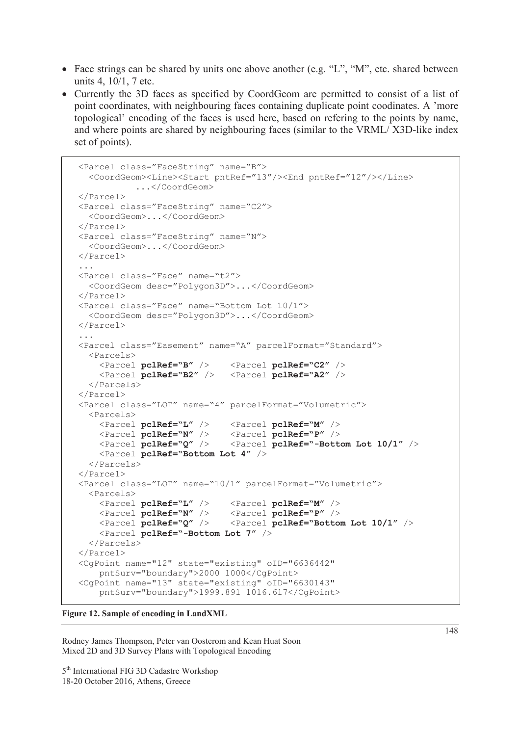- Face strings can be shared by units one above another (e.g. "L", "M", etc. shared between units 4, 10/1, 7 etc.
- Currently the 3D faces as specified by CoordGeom are permitted to consist of a list of point coordinates, with neighbouring faces containing duplicate point coodinates. A 'more topological' encoding of the faces is used here, based on refering to the points by name, and where points are shared by neighbouring faces (similar to the VRML/ X3D-like index set of points).

```
<Parcel class="FaceString" name="B">
  <CoordGeom><Line><Start pntRef="13"/><End pntRef="12"/></Line>
          ...</CoordGeom>
</Parcel>
<Parcel class="FaceString" name="C2">
  <CoordGeom>...</CoordGeom>
</Parcel>
<Parcel class="FaceString" name="N">
  <CoordGeom>...</CoordGeom>
</Parcel>
...
<Parcel class="Face" name="t2">
  <CoordGeom desc="Polygon3D">...</CoordGeom>
</Parcel>
<Parcel class="Face" name="Bottom Lot 10/1">
  <CoordGeom desc="Polygon3D">...</CoordGeom>
</Parcel>
...
<Parcel class="Easement" name="A" parcelFormat="Standard">
  <Parcels>
    <Parcel pclRef="B" />    <Parcel pclRef="C2" />
    <Parcel pclRef="B2" />   <Parcel pclRef="A2" />
  </Parcels>
</Parcel>
<Parcel class="LOT" name="4" parcelFormat="Volumetric">
  <Parcels>
    <Parcel pclRef="L" />    <Parcel pclRef="M" />
    <Parcel pclRef="N" />    <Parcel pclRef="P" />
    <Parcel pclRef="Q" />    <Parcel pclRef="-Bottom Lot 10/1" />
    <Parcel pclRef="Bottom Lot 4" />
  </Parcels>
</Parcel>
<Parcel class="LOT" name="10/1" parcelFormat="Volumetric">
  <Parcels>
    <Parcel pclRef="L" />    <Parcel pclRef="M" />
    <Parcel pclRef="N" />    <Parcel pclRef="P" />
    <Parcel pclRef="Q" />    <Parcel pclRef="Bottom Lot 10/1" />
    <Parcel pclRef="-Bottom Lot 7" />
  </Parcels>
</Parcel>
<CgPoint name="12" state="existing" oID="6636442"
    pntSurv="boundary">2000 1000</CgPoint>
<CgPoint name="13" state="existing" oID="6630143"
    pntSurv="boundary">1999.891 1016.617</CgPoint>
```

**Figure 12. Sample of encoding in LandXML**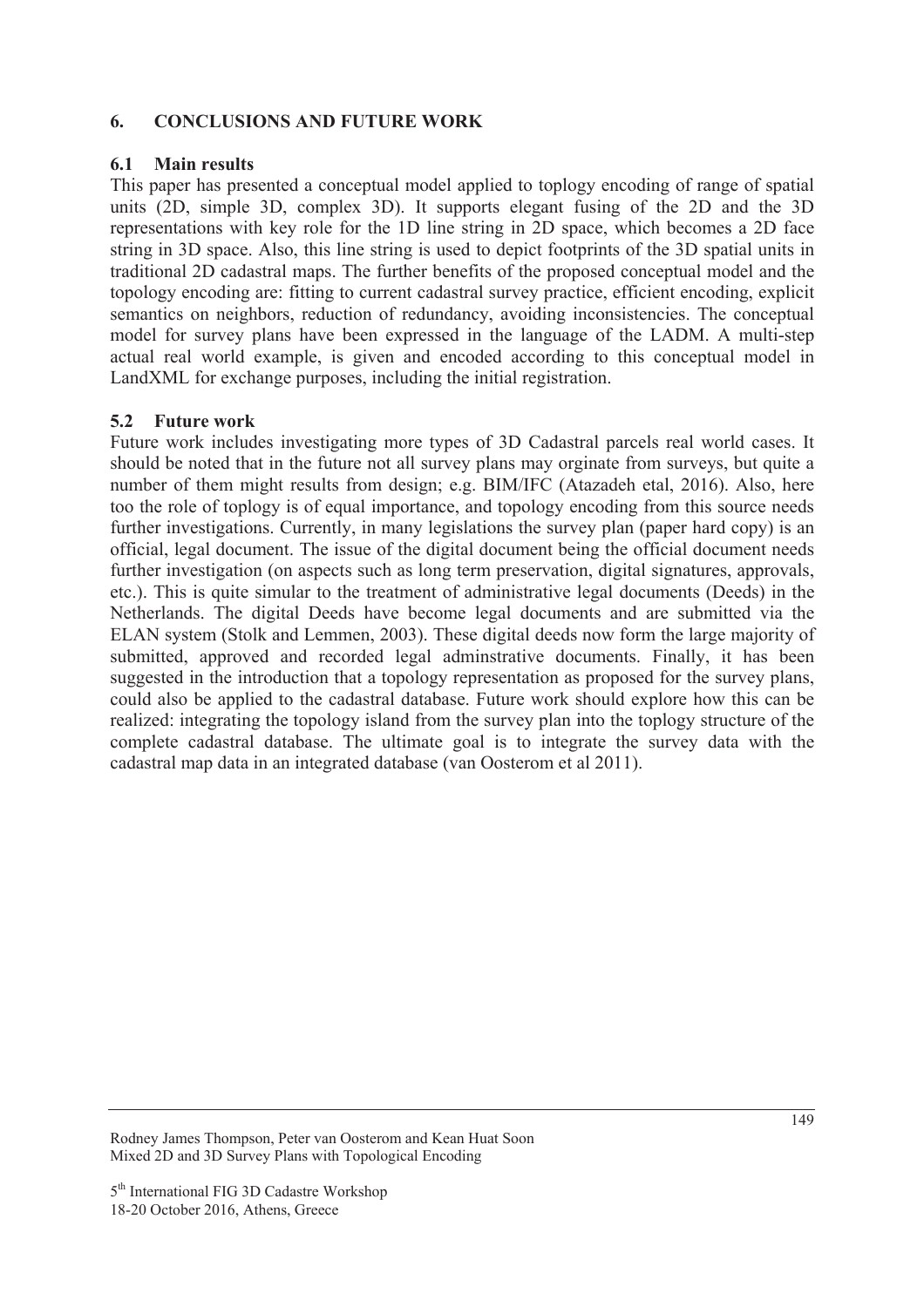## 6. CONCLUSIONS AND FUTURE WORK

### 6.1 Main results

This paper has presented a conceptual model applied to toplogy encoding of range of spatial units (2D, simple 3D, complex 3D). It supports elegant fusing of the 2D and the 3D representations with key role for the 1D line string in 2D space, which becomes a 2D face string in 3D space. Also, this line string is used to depict footprints of the 3D spatial units in traditional 2D cadastral maps. The further benefits of the proposed conceptual model and the topology encoding are: fitting to current cadastral survey practice, efficient encoding, explicit semantics on neighbors, reduction of redundancy, avoiding inconsistencies. The conceptual model for survey plans have been expressed in the language of the LADM. A multi-step actual real world example, is given and encoded according to this conceptual model in LandXML for exchange purposes, including the initial registration.

### 5.2 Future work

Future work includes investigating more types of 3D Cadastral parcels real world cases. It should be noted that in the future not all survey plans may orginate from surveys, but quite a number of them might results from design; e.g. BIM/IFC (Atazadeh etal, 2016). Also, here too the role of toplogy is of equal importance, and topology encoding from this source needs further investigations. Currently, in many legislations the survey plan (paper hard copy) is an official, legal document. The issue of the digital document being the official document needs further investigation (on aspects such as long term preservation, digital signatures, approvals, etc.). This is quite simular to the treatment of administrative legal documents (Deeds) in the Netherlands. The digital Deeds have become legal documents and are submitted via the ELAN system (Stolk and Lemmen, 2003). These digital deeds now form the large majority of submitted, approved and recorded legal adminstrative documents. Finally, it has been suggested in the introduction that a topology representation as proposed for the survey plans, could also be applied to the cadastral database. Future work should explore how this can be realized: integrating the topology island from the survey plan into the toplogy structure of the complete cadastral database. The ultimate goal is to integrate the survey data with the cadastral map data in an integrated database (van Oosterom et al 2011).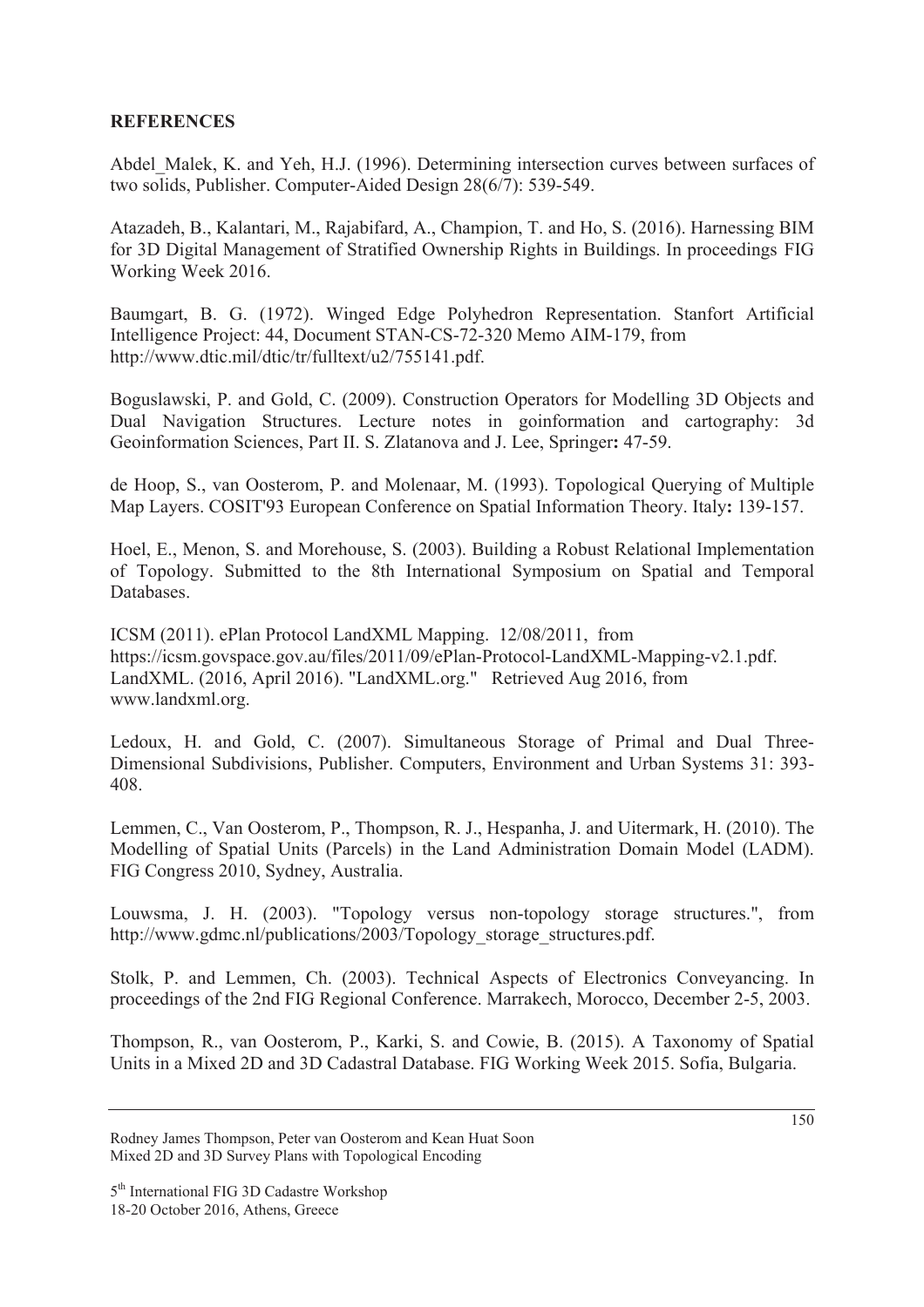**REFERENCES**

Abdel_Malek, K. and Yeh, H.J. (1996). Determining intersection curves between surfaces of two solids, Publisher. Computer-Aided Design 28(6/7): 539-549.

Atazadeh, B., Kalantari, M., Rajabifard, A., Champion, T. and Ho, S. (2016). Harnessing BIM for 3D Digital Management of Stratified Ownership Rights in Buildings. In proceedings FIG Working Week 2016.

Baumgart, B. G. (1972). Winged Edge Polyhedron Representation. Stanfort Artificial Intelligence Project: 44, Document STAN-CS-72-320 Memo AIM-179, from http://www.dtic.mil/dtic/tr/fulltext/u2/755141.pdf.

Boguslawski, P. and Gold, C. (2009). Construction Operators for Modelling 3D Objects and Dual Navigation Structures. Lecture notes in goinformation and cartography: 3d Geoinformation Sciences, Part II. S. Zlatanova and J. Lee, Springer**:** 47-59.

de Hoop, S., van Oosterom, P. and Molenaar, M. (1993). Topological Querying of Multiple Map Layers. COSIT'93 European Conference on Spatial Information Theory. Italy**:** 139-157.

Hoel, E., Menon, S. and Morehouse, S. (2003). Building a Robust Relational Implementation of Topology. Submitted to the 8th International Symposium on Spatial and Temporal Databases.

ICSM (2011). ePlan Protocol LandXML Mapping. 12/08/2011, from https://icsm.govspace.gov.au/files/2011/09/ePlan-Protocol-LandXML-Mapping-v2.1.pdf.
LandXML. (2016, April 2016). "LandXML.org." Retrieved Aug 2016, from www.landxml.org.

Ledoux, H. and Gold, C. (2007). Simultaneous Storage of Primal and Dual Three-Dimensional Subdivisions, Publisher. Computers, Environment and Urban Systems 31: 393-408.

Lemmen, C., Van Oosterom, P., Thompson, R. J., Hespanha, J. and Uitermark, H. (2010). The Modelling of Spatial Units (Parcels) in the Land Administration Domain Model (LADM). FIG Congress 2010, Sydney, Australia.

Louwsma, J. H. (2003). "Topology versus non-topology storage structures.", from http://www.gdmc.nl/publications/2003/Topology_storage_structures.pdf.

Stolk, P. and Lemmen, Ch. (2003). Technical Aspects of Electronics Conveyancing. In proceedings of the 2nd FIG Regional Conference. Marrakech, Morocco, December 2-5, 2003.

Thompson, R., van Oosterom, P., Karki, S. and Cowie, B. (2015). A Taxonomy of Spatial Units in a Mixed 2D and 3D Cadastral Database. FIG Working Week 2015. Sofia, Bulgaria.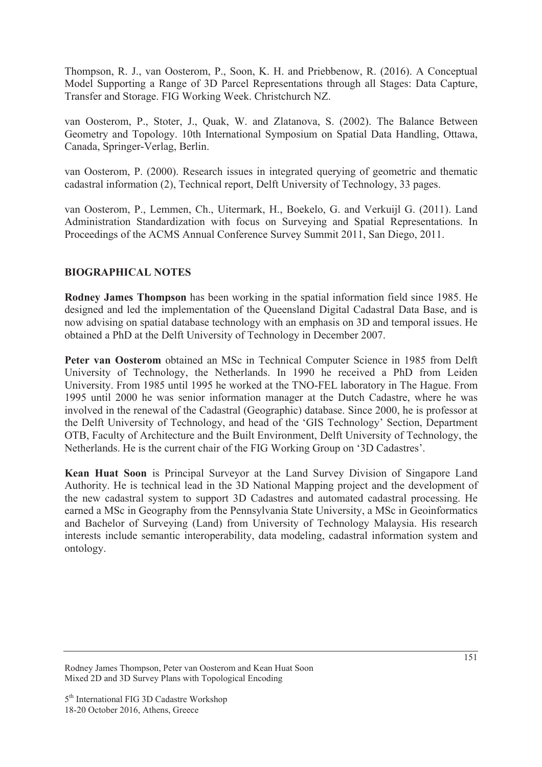Thompson, R. J., van Oosterom, P., Soon, K. H. and Priebbenow, R. (2016). A Conceptual Model Supporting a Range of 3D Parcel Representations through all Stages: Data Capture, Transfer and Storage. FIG Working Week. Christchurch NZ.

van Oosterom, P., Stoter, J., Quak, W. and Zlatanova, S. (2002). The Balance Between Geometry and Topology. 10th International Symposium on Spatial Data Handling, Ottawa, Canada, Springer-Verlag, Berlin.

van Oosterom, P. (2000). Research issues in integrated querying of geometric and thematic cadastral information (2), Technical report, Delft University of Technology, 33 pages.

van Oosterom, P., Lemmen, Ch., Uitermark, H., Boekelo, G. and Verkuijl G. (2011). Land Administration Standardization with focus on Surveying and Spatial Representations. In Proceedings of the ACMS Annual Conference Survey Summit 2011, San Diego, 2011.

## BIOGRAPHICAL NOTES

**Rodney James Thompson** has been working in the spatial information field since 1985. He designed and led the implementation of the Queensland Digital Cadastral Data Base, and is now advising on spatial database technology with an emphasis on 3D and temporal issues. He obtained a PhD at the Delft University of Technology in December 2007.

**Peter van Oosterom** obtained an MSc in Technical Computer Science in 1985 from Delft University of Technology, the Netherlands. In 1990 he received a PhD from Leiden University. From 1985 until 1995 he worked at the TNO-FEL laboratory in The Hague. From 1995 until 2000 he was senior information manager at the Dutch Cadastre, where he was involved in the renewal of the Cadastral (Geographic) database. Since 2000, he is professor at the Delft University of Technology, and head of the 'GIS Technology' Section, Department OTB, Faculty of Architecture and the Built Environment, Delft University of Technology, the Netherlands. He is the current chair of the FIG Working Group on '3D Cadastres'.

**Kean Huat Soon** is Principal Surveyor at the Land Survey Division of Singapore Land Authority. He is technical lead in the 3D National Mapping project and the development of the new cadastral system to support 3D Cadastres and automated cadastral processing. He earned a MSc in Geography from the Pennsylvania State University, a MSc in Geoinformatics and Bachelor of Surveying (Land) from University of Technology Malaysia. His research interests include semantic interoperability, data modeling, cadastral information system and ontology.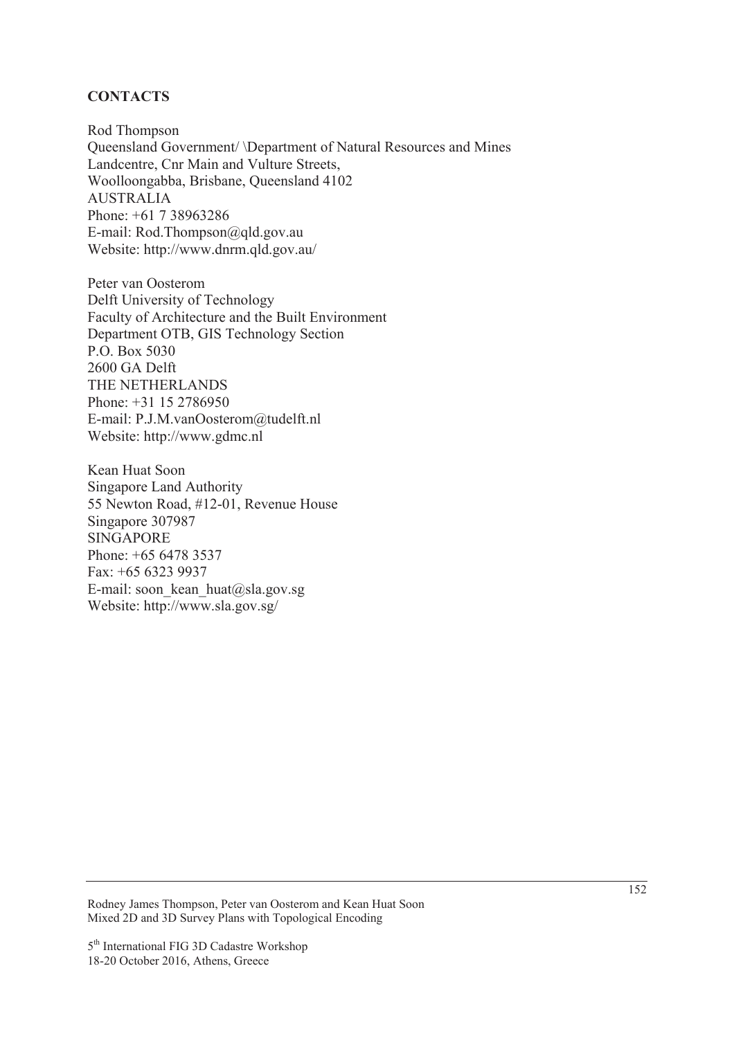**CONTACTS**

Rod Thompson
Queensland Government/ \Department of Natural Resources and Mines
Landcentre, Cnr Main and Vulture Streets,
Woolloongabba, Brisbane, Queensland 4102
AUSTRALIA
Phone: +61 7 38963286
E-mail: Rod.Thompson@qld.gov.au
Website: http://www.dnrm.qld.gov.au/

Peter van Oosterom
Delft University of Technology
Faculty of Architecture and the Built Environment
Department OTB, GIS Technology Section
P.O. Box 5030
2600 GA Delft
THE NETHERLANDS
Phone: +31 15 2786950
E-mail: P.J.M.vanOosterom@tudelft.nl
Website: http://www.gdmc.nl

Kean Huat Soon
Singapore Land Authority
55 Newton Road, #12-01, Revenue House
Singapore 307987
SINGAPORE
Phone: +65 6478 3537
Fax: +65 6323 9937
E-mail: soon_kean_huat@sla.gov.sg
Website: http://www.sla.gov.sg/